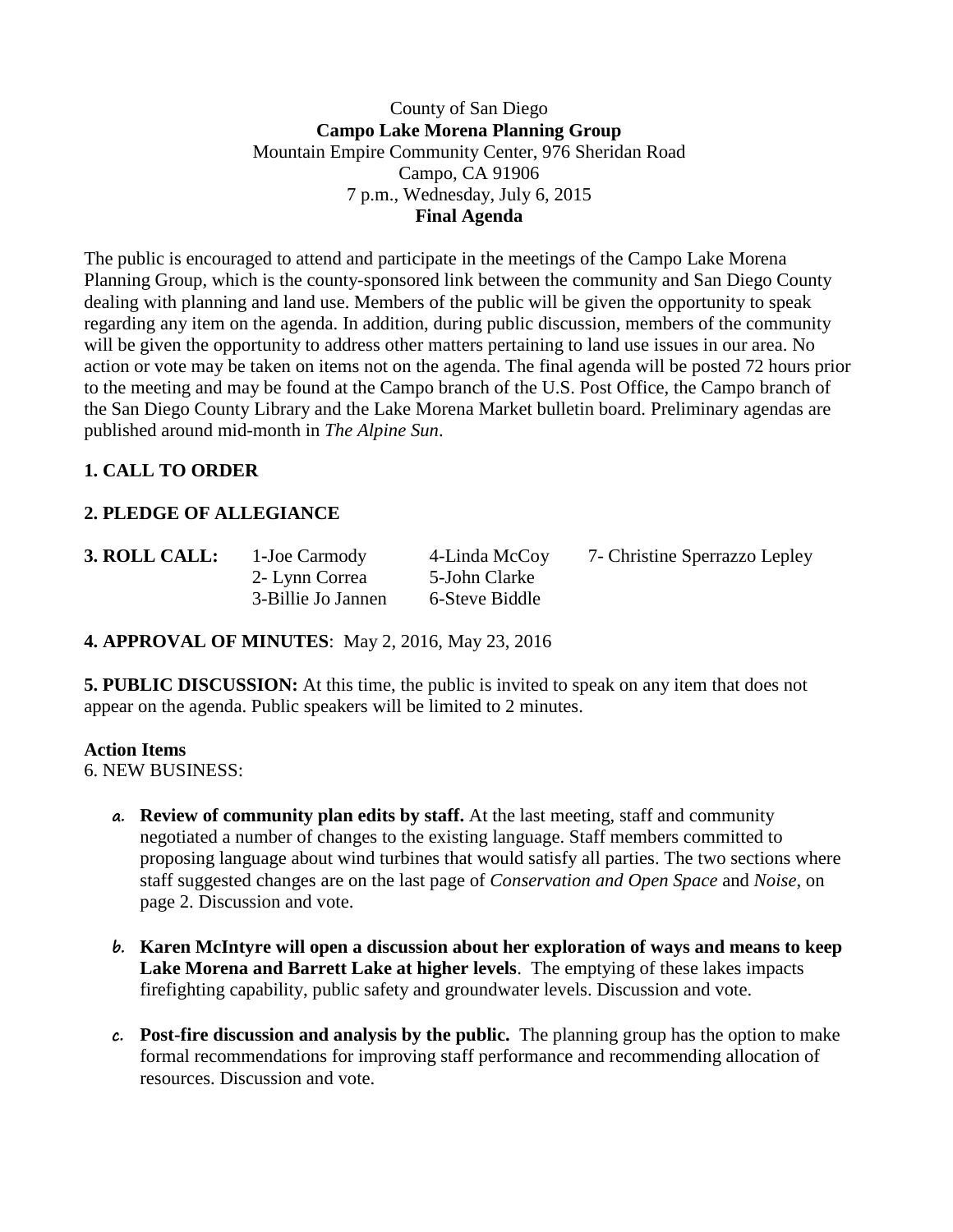County of San Diego

**Campo Lake Morena Planning Group**

Mountain Empire Community Center, 976 Sheridan Road

Campo, CA 91906

7 p.m., Wednesday, July 6, 2015

**Final Agenda**

The public is encouraged to attend and participate in the meetings of the Campo Lake Morena Planning Group, which is the county-sponsored link between the community and San Diego County dealing with planning and land use. Members of the public will be given the opportunity to speak regarding any item on the agenda. In addition, during public discussion, members of the community will be given the opportunity to address other matters pertaining to land use issues in our area. No action or vote may be taken on items not on the agenda. The final agenda will be posted 72 hours prior to the meeting and may be found at the Campo branch of the U.S. Post Office, the Campo branch of the San Diego County Library and the Lake Morena Market bulletin board. Preliminary agendas are published around mid-month in *The Alpine Sun*.

**1. CALL TO ORDER**

**2. PLEDGE OF ALLEGIANCE**

**3. ROLL CALL:**

1-Joe Carmody
2- Lynn Correa
3-Billie Jo Jannen
4-Linda McCoy
5-John Clarke
6-Steve Biddle
7- Christine Sperrazzo Lepley

**4. APPROVAL OF MINUTES**: May 2, 2016, May 23, 2016

**5. PUBLIC DISCUSSION:** At this time, the public is invited to speak on any item that does not appear on the agenda. Public speakers will be limited to 2 minutes.

**Action Items**

6. NEW BUSINESS:

a. **Review of community plan edits by staff.** At the last meeting, staff and community negotiated a number of changes to the existing language. Staff members committed to proposing language about wind turbines that would satisfy all parties. The two sections where staff suggested changes are on the last page of *Conservation and Open Space* and *Noise*, on page 2. Discussion and vote.

b. **Karen McIntyre will open a discussion about her exploration of ways and means to keep Lake Morena and Barrett Lake at higher levels**. The emptying of these lakes impacts firefighting capability, public safety and groundwater levels. Discussion and vote.

c. **Post-fire discussion and analysis by the public.** The planning group has the option to make formal recommendations for improving staff performance and recommending allocation of resources. Discussion and vote.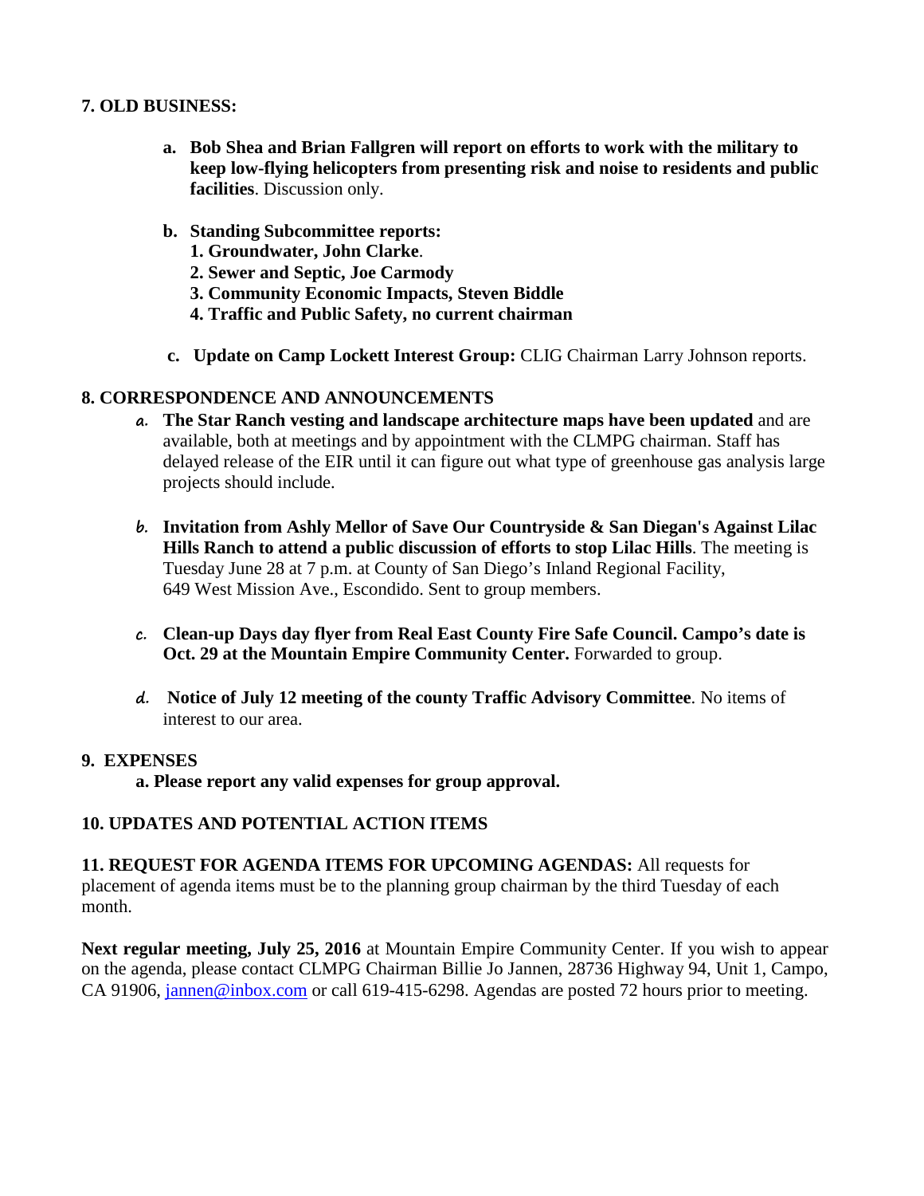**7. OLD BUSINESS:**

a. **Bob Shea and Brian Fallgren will report on efforts to work with the military to keep low-flying helicopters from presenting risk and noise to residents and public facilities**. Discussion only.

b. **Standing Subcommittee reports:**
   1. **Groundwater, John Clarke**.
   2. **Sewer and Septic, Joe Carmody**
   3. **Community Economic Impacts, Steven Biddle**
   4. **Traffic and Public Safety, no current chairman**

c. **Update on Camp Lockett Interest Group:** CLIG Chairman Larry Johnson reports.

**8. CORRESPONDENCE AND ANNOUNCEMENTS**

a. **The Star Ranch vesting and landscape architecture maps have been updated** and are available, both at meetings and by appointment with the CLMPG chairman. Staff has delayed release of the EIR until it can figure out what type of greenhouse gas analysis large projects should include.

b. **Invitation from Ashly Mellor of Save Our Countryside & San Diegan's Against Lilac Hills Ranch to attend a public discussion of efforts to stop Lilac Hills**. The meeting is Tuesday June 28 at 7 p.m. at County of San Diego's Inland Regional Facility, 649 West Mission Ave., Escondido. Sent to group members.

c. **Clean-up Days day flyer from Real East County Fire Safe Council. Campo's date is Oct. 29 at the Mountain Empire Community Center.** Forwarded to group.

d. **Notice of July 12 meeting of the county Traffic Advisory Committee**. No items of interest to our area.

**9. EXPENSES**

a. **Please report any valid expenses for group approval.**

**10. UPDATES AND POTENTIAL ACTION ITEMS**

**11. REQUEST FOR AGENDA ITEMS FOR UPCOMING AGENDAS:** All requests for placement of agenda items must be to the planning group chairman by the third Tuesday of each month.

**Next regular meeting, July 25, 2016** at Mountain Empire Community Center. If you wish to appear on the agenda, please contact CLMPG Chairman Billie Jo Jannen, 28736 Highway 94, Unit 1, Campo, CA 91906, jannen@inbox.com or call 619-415-6298. Agendas are posted 72 hours prior to meeting.